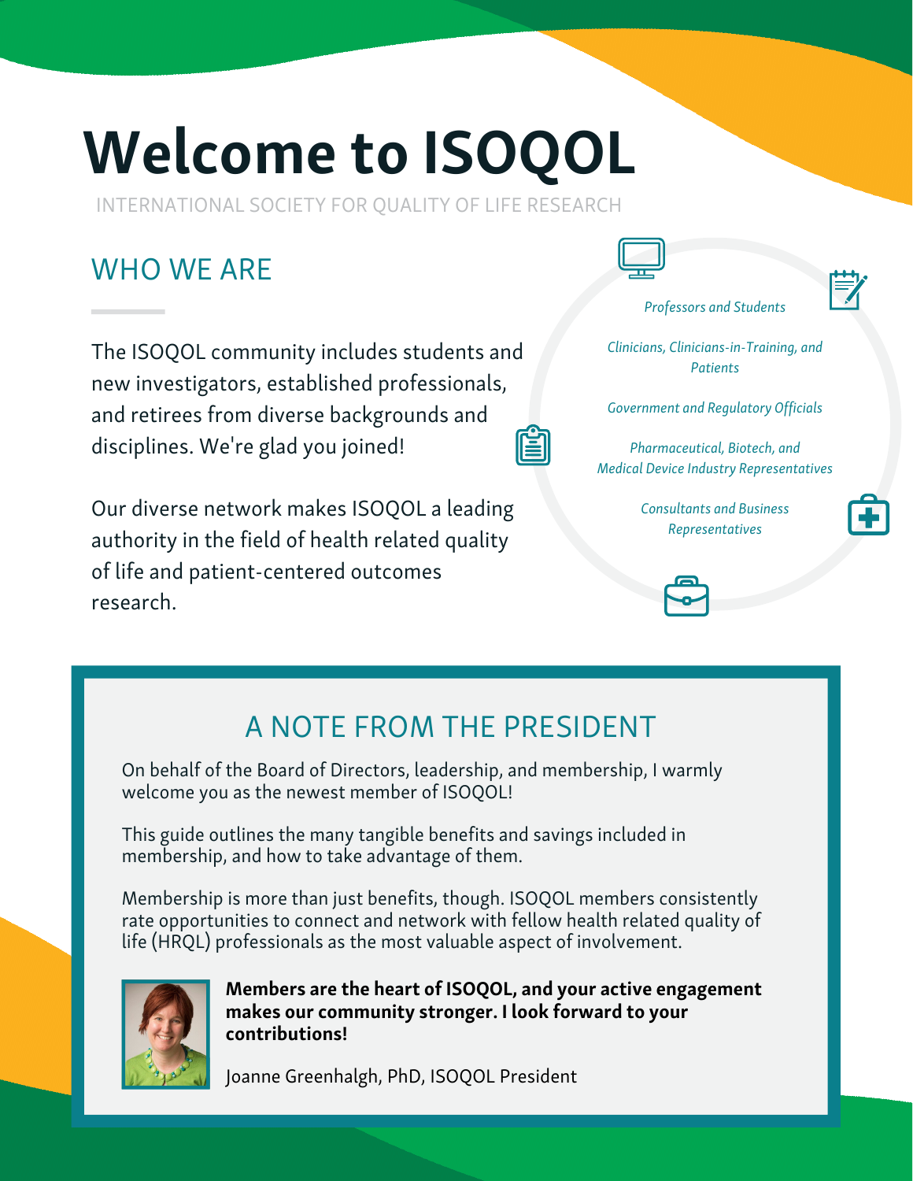# Welcome to ISOQOL

INTERNATIONAL SOCIETY FOR QUALITY OF LIFE RESEARCH

## WHO WE ARE

The ISOQOL community includes students and new investigators, established professionals, and retirees from diverse backgrounds and disciplines. We're glad you joined!

Our diverse network makes ISOQOL a leading authority in the field of health related quality of life and patient-centered outcomes research.

*Professors and Students*

*Clinicians, Clinicians-in-Training, and Patients*

*Government and Regulatory Officials*

*Pharmaceutical, Biotech, and Medical Device Industry Representatives*

*Consultants and Business Representatives*

## A NOTE FROM THE PRESIDENT

On behalf of the Board of Directors, leadership, and membership, I warmly welcome you as the newest member of ISOQOL!

This guide outlines the many tangible benefits and savings included in membership, and how to take advantage of them.

Membership is more than just benefits, though. ISOQOL members consistently rate opportunities to connect and network with fellow health related quality of life (HRQL) professionals as the most valuable aspect of involvement.

**Members are the heart of ISOQOL, and your active engagement makes our community stronger. I look forward to your contributions!**

Joanne Greenhalgh, PhD, ISOQOL President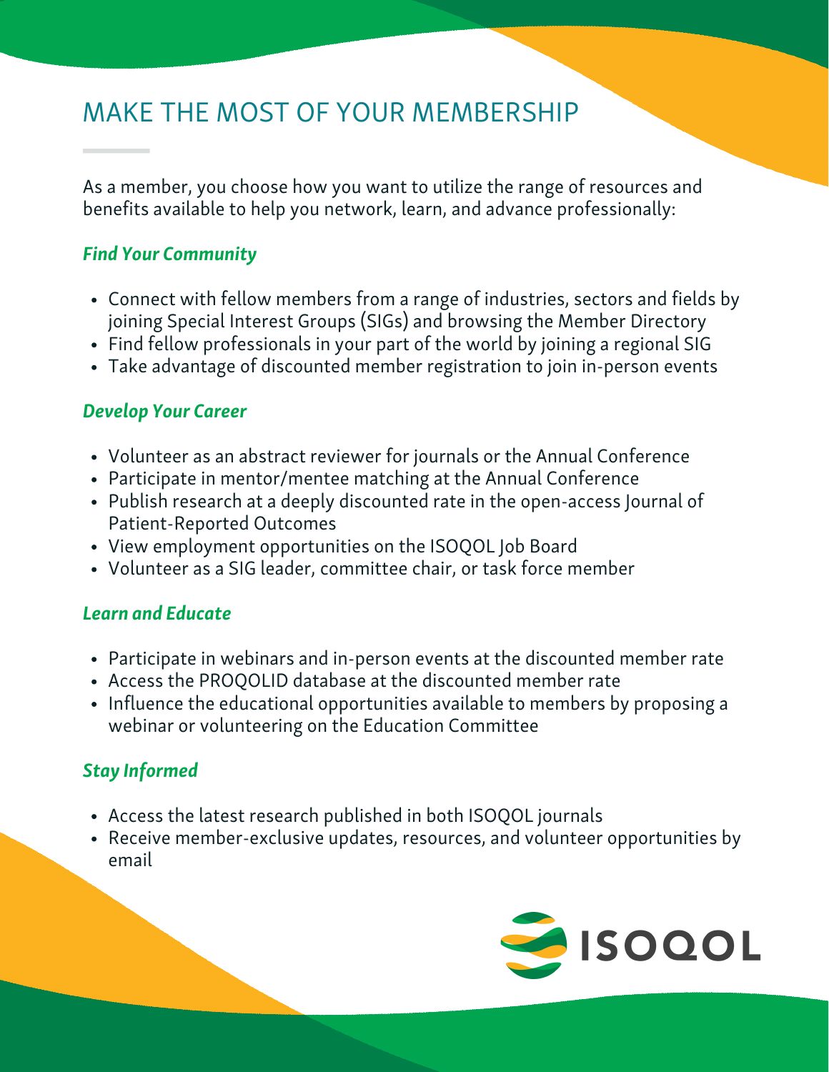# MAKE THE MOST OF YOUR MEMBERSHIP

As a member, you choose how you want to utilize the range of resources and benefits available to help you network, learn, and advance professionally:

### *Find Your Community*

- Connect with fellow members from a range of industries, sectors and fields by joining Special Interest Groups (SIGs) and browsing the Member Directory
- Find fellow professionals in your part of the world by joining a regional SIG
- Take advantage of discounted member registration to join in-person events

### *Develop Your Career*

- Volunteer as an abstract reviewer for journals or the Annual Conference
- Participate in mentor/mentee matching at the Annual Conference
- Publish research at a deeply discounted rate in the open-access Journal of Patient-Reported Outcomes
- View employment opportunities on the ISOQOL Job Board
- Volunteer as a SIG leader, committee chair, or task force member

### *Learn and Educate*

- Participate in webinars and in-person events at the discounted member rate
- Access the PROQOLID database at the discounted member rate
- Influence the educational opportunities available to members by proposing a webinar or volunteering on the Education Committee

### *Stay Informed*

- Access the latest research published in both ISOQOL journals
- Receive member-exclusive updates, resources, and volunteer opportunities by email

ISOQOL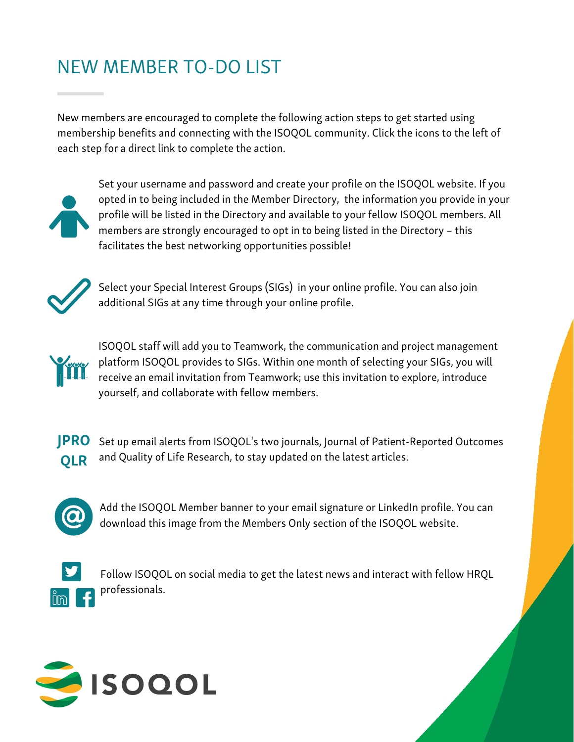# NEW MEMBER TO-DO LIST

New members are encouraged to complete the following action steps to get started using membership benefits and connecting with the ISOQOL community. Click the icons to the left of each step for a direct link to complete the action.

Set your username and password and create your profile on the ISOQOL website. If you opted in to being included in the Member Directory, the information you provide in your profile will be listed in the Directory and available to your fellow ISOQOL members. All members are strongly encouraged to opt in to being listed in the Directory – this facilitates the best networking opportunities possible!

Select your Special Interest Groups (SIGs) in your online profile. You can also join additional SIGs at any time through your online profile.

ISOQOL staff will add you to Teamwork, the communication and project management platform ISOQOL provides to SIGs. Within one month of selecting your SIGs, you will receive an email invitation from Teamwork; use this invitation to explore, introduce yourself, and collaborate with fellow members.

**JPRO QLR** Set up email alerts from ISOQOL's two journals, Journal of Patient-Reported Outcomes and Quality of Life Research, to stay updated on the latest articles.

Add the ISOQOL Member banner to your email signature or LinkedIn profile. You can download this image from the Members Only section of the ISOQOL website.

Follow ISOQOL on social media to get the latest news and interact with fellow HRQL professionals.

ISOQOL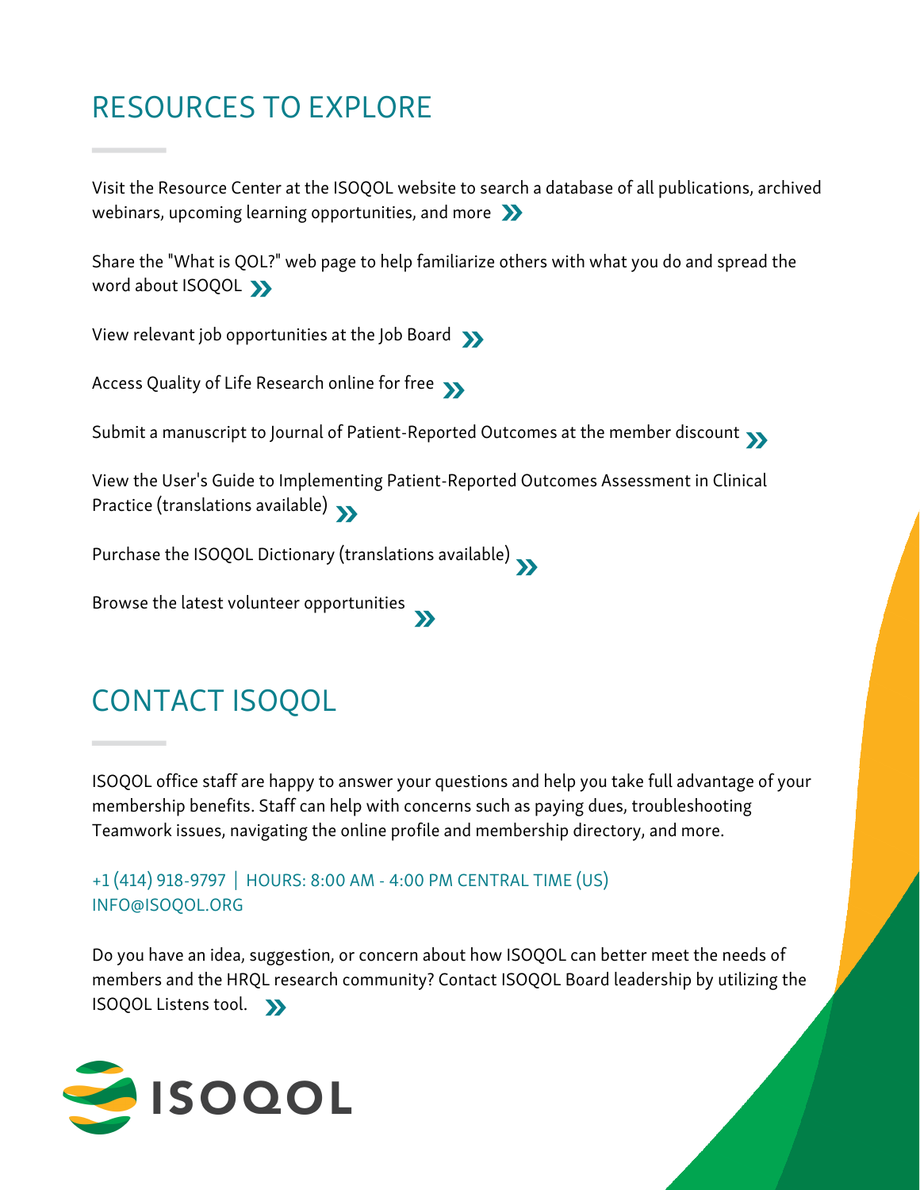## RESOURCES TO EXPLORE

Visit the Resource Center at the ISOQOL website to search a database of all publications, archived webinars, upcoming learning opportunities, and more »

Share the "What is QOL?" web page to help familiarize others with what you do and spread the word about ISOQOL »

View relevant job opportunities at the Job Board »

Access Quality of Life Research online for free »

Submit a manuscript to Journal of Patient-Reported Outcomes at the member discount »

View the User's Guide to Implementing Patient-Reported Outcomes Assessment in Clinical Practice (translations available) »

Purchase the ISOQOL Dictionary (translations available) »

Browse the latest volunteer opportunities »

## CONTACT ISOQOL

ISOQOL office staff are happy to answer your questions and help you take full advantage of your membership benefits. Staff can help with concerns such as paying dues, troubleshooting Teamwork issues, navigating the online profile and membership directory, and more.

+1 (414) 918-9797 | HOURS: 8:00 AM - 4:00 PM CENTRAL TIME (US)
INFO@ISOQOL.ORG

Do you have an idea, suggestion, or concern about how ISOQOL can better meet the needs of members and the HRQL research community? Contact ISOQOL Board leadership by utilizing the ISOQOL Listens tool. »

ISOQOL